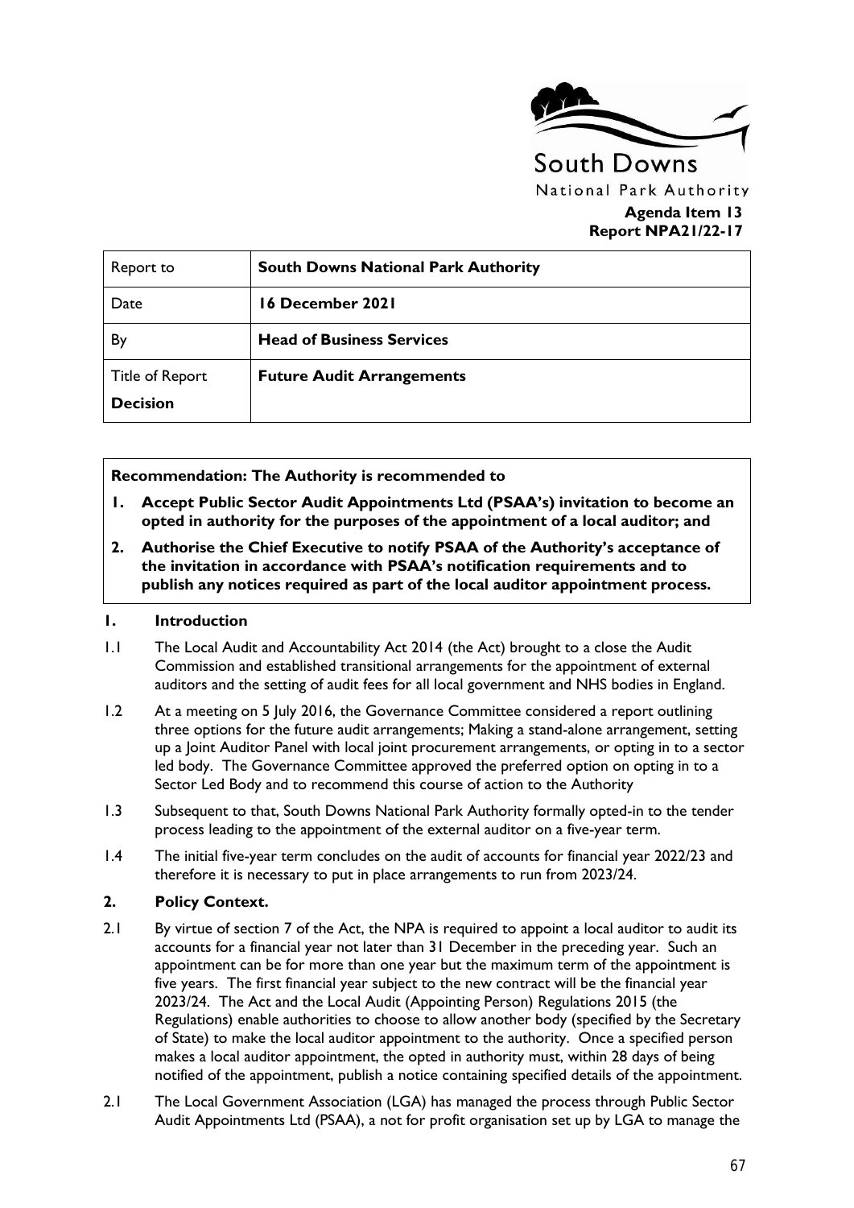South Downs National Park Authority

**Agenda Item 13**
**Report NPA21/22-17**

| Report to | **South Downs National Park Authority** |
|---|---|
| Date | **16 December 2021** |
| By | **Head of Business Services** |
| Title of Report<br>**Decision** | **Future Audit Arrangements** |

**Recommendation: The Authority is recommended to**

1. **Accept Public Sector Audit Appointments Ltd (PSAA's) invitation to become an opted in authority for the purposes of the appointment of a local auditor; and**
2. **Authorise the Chief Executive to notify PSAA of the Authority's acceptance of the invitation in accordance with PSAA's notification requirements and to publish any notices required as part of the local auditor appointment process.**

## 1. Introduction

1.1 The Local Audit and Accountability Act 2014 (the Act) brought to a close the Audit Commission and established transitional arrangements for the appointment of external auditors and the setting of audit fees for all local government and NHS bodies in England.

1.2 At a meeting on 5 July 2016, the Governance Committee considered a report outlining three options for the future audit arrangements; Making a stand-alone arrangement, setting up a Joint Auditor Panel with local joint procurement arrangements, or opting in to a sector led body. The Governance Committee approved the preferred option on opting in to a Sector Led Body and to recommend this course of action to the Authority

1.3 Subsequent to that, South Downs National Park Authority formally opted-in to the tender process leading to the appointment of the external auditor on a five-year term.

1.4 The initial five-year term concludes on the audit of accounts for financial year 2022/23 and therefore it is necessary to put in place arrangements to run from 2023/24.

## 2. Policy Context.

2.1 By virtue of section 7 of the Act, the NPA is required to appoint a local auditor to audit its accounts for a financial year not later than 31 December in the preceding year. Such an appointment can be for more than one year but the maximum term of the appointment is five years. The first financial year subject to the new contract will be the financial year 2023/24. The Act and the Local Audit (Appointing Person) Regulations 2015 (the Regulations) enable authorities to choose to allow another body (specified by the Secretary of State) to make the local auditor appointment to the authority. Once a specified person makes a local auditor appointment, the opted in authority must, within 28 days of being notified of the appointment, publish a notice containing specified details of the appointment.

2.1 The Local Government Association (LGA) has managed the process through Public Sector Audit Appointments Ltd (PSAA), a not for profit organisation set up by LGA to manage the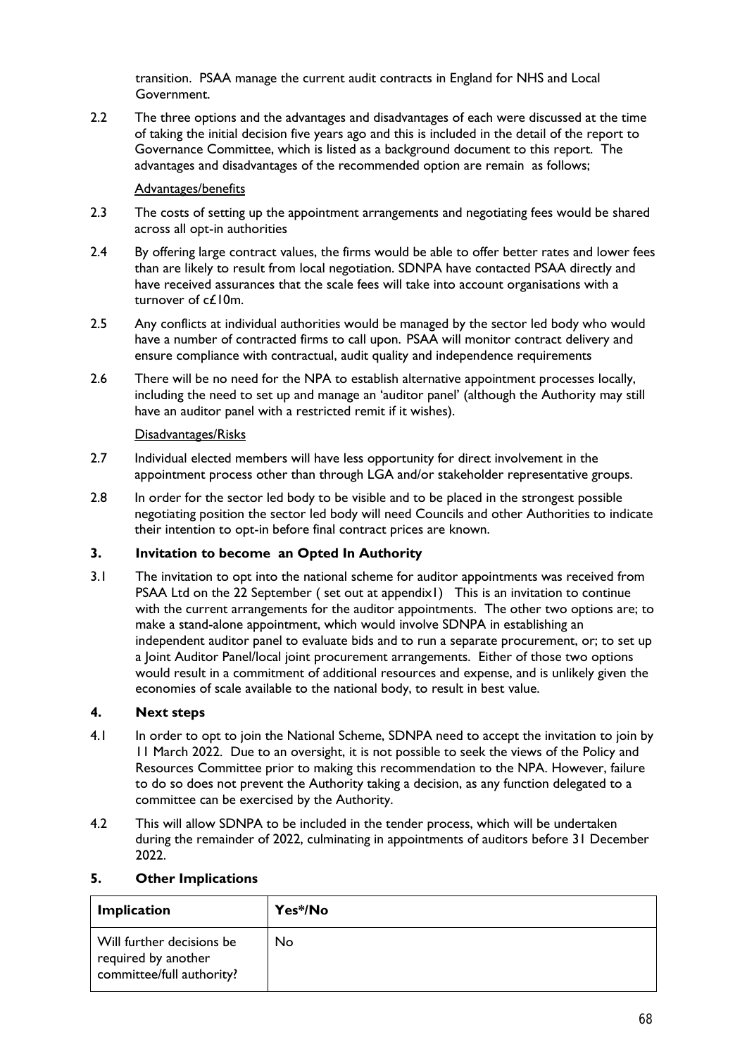transition. PSAA manage the current audit contracts in England for NHS and Local Government.

2.2 The three options and the advantages and disadvantages of each were discussed at the time of taking the initial decision five years ago and this is included in the detail of the report to Governance Committee, which is listed as a background document to this report. The advantages and disadvantages of the recommended option are remain as follows;

Advantages/benefits

2.3 The costs of setting up the appointment arrangements and negotiating fees would be shared across all opt-in authorities

2.4 By offering large contract values, the firms would be able to offer better rates and lower fees than are likely to result from local negotiation. SDNPA have contacted PSAA directly and have received assurances that the scale fees will take into account organisations with a turnover of c£10m.

2.5 Any conflicts at individual authorities would be managed by the sector led body who would have a number of contracted firms to call upon. PSAA will monitor contract delivery and ensure compliance with contractual, audit quality and independence requirements

2.6 There will be no need for the NPA to establish alternative appointment processes locally, including the need to set up and manage an 'auditor panel' (although the Authority may still have an auditor panel with a restricted remit if it wishes).

Disadvantages/Risks

2.7 Individual elected members will have less opportunity for direct involvement in the appointment process other than through LGA and/or stakeholder representative groups.

2.8 In order for the sector led body to be visible and to be placed in the strongest possible negotiating position the sector led body will need Councils and other Authorities to indicate their intention to opt-in before final contract prices are known.

## 3. Invitation to become an Opted In Authority

3.1 The invitation to opt into the national scheme for auditor appointments was received from PSAA Ltd on the 22 September ( set out at appendix1) This is an invitation to continue with the current arrangements for the auditor appointments. The other two options are; to make a stand-alone appointment, which would involve SDNPA in establishing an independent auditor panel to evaluate bids and to run a separate procurement, or; to set up a Joint Auditor Panel/local joint procurement arrangements. Either of those two options would result in a commitment of additional resources and expense, and is unlikely given the economies of scale available to the national body, to result in best value.

## 4. Next steps

4.1 In order to opt to join the National Scheme, SDNPA need to accept the invitation to join by 11 March 2022. Due to an oversight, it is not possible to seek the views of the Policy and Resources Committee prior to making this recommendation to the NPA. However, failure to do so does not prevent the Authority taking a decision, as any function delegated to a committee can be exercised by the Authority.

4.2 This will allow SDNPA to be included in the tender process, which will be undertaken during the remainder of 2022, culminating in appointments of auditors before 31 December 2022.

## 5. Other Implications

| Implication | Yes*/No |
|---|---|
| Will further decisions be required by another committee/full authority? | No |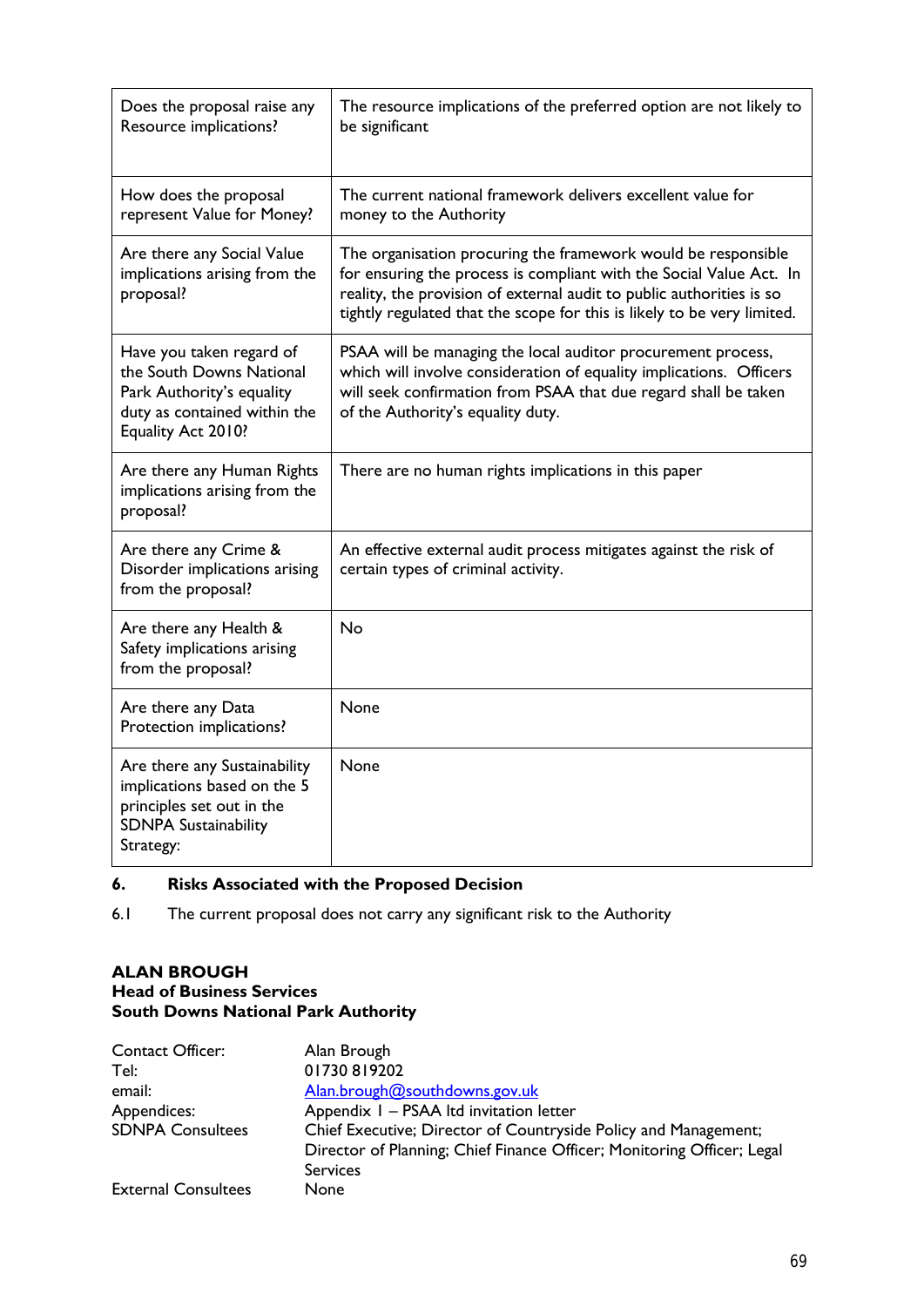| | |
|---|---|
| Does the proposal raise any Resource implications? | The resource implications of the preferred option are not likely to be significant |
| How does the proposal represent Value for Money? | The current national framework delivers excellent value for money to the Authority |
| Are there any Social Value implications arising from the proposal? | The organisation procuring the framework would be responsible for ensuring the process is compliant with the Social Value Act. In reality, the provision of external audit to public authorities is so tightly regulated that the scope for this is likely to be very limited. |
| Have you taken regard of the South Downs National Park Authority's equality duty as contained within the Equality Act 2010? | PSAA will be managing the local auditor procurement process, which will involve consideration of equality implications. Officers will seek confirmation from PSAA that due regard shall be taken of the Authority's equality duty. |
| Are there any Human Rights implications arising from the proposal? | There are no human rights implications in this paper |
| Are there any Crime & Disorder implications arising from the proposal? | An effective external audit process mitigates against the risk of certain types of criminal activity. |
| Are there any Health & Safety implications arising from the proposal? | No |
| Are there any Data Protection implications? | None |
| Are there any Sustainability implications based on the 5 principles set out in the SDNPA Sustainability Strategy: | None |

## 6. Risks Associated with the Proposed Decision

6.1 The current proposal does not carry any significant risk to the Authority

**ALAN BROUGH**
**Head of Business Services**
**South Downs National Park Authority**

| | |
|---|---|
| Contact Officer: | Alan Brough |
| Tel: | 01730 819202 |
| email: | Alan.brough@southdowns.gov.uk |
| Appendices: | Appendix 1 – PSAA ltd invitation letter |
| SDNPA Consultees | Chief Executive; Director of Countryside Policy and Management; Director of Planning; Chief Finance Officer; Monitoring Officer; Legal Services |
| External Consultees | None |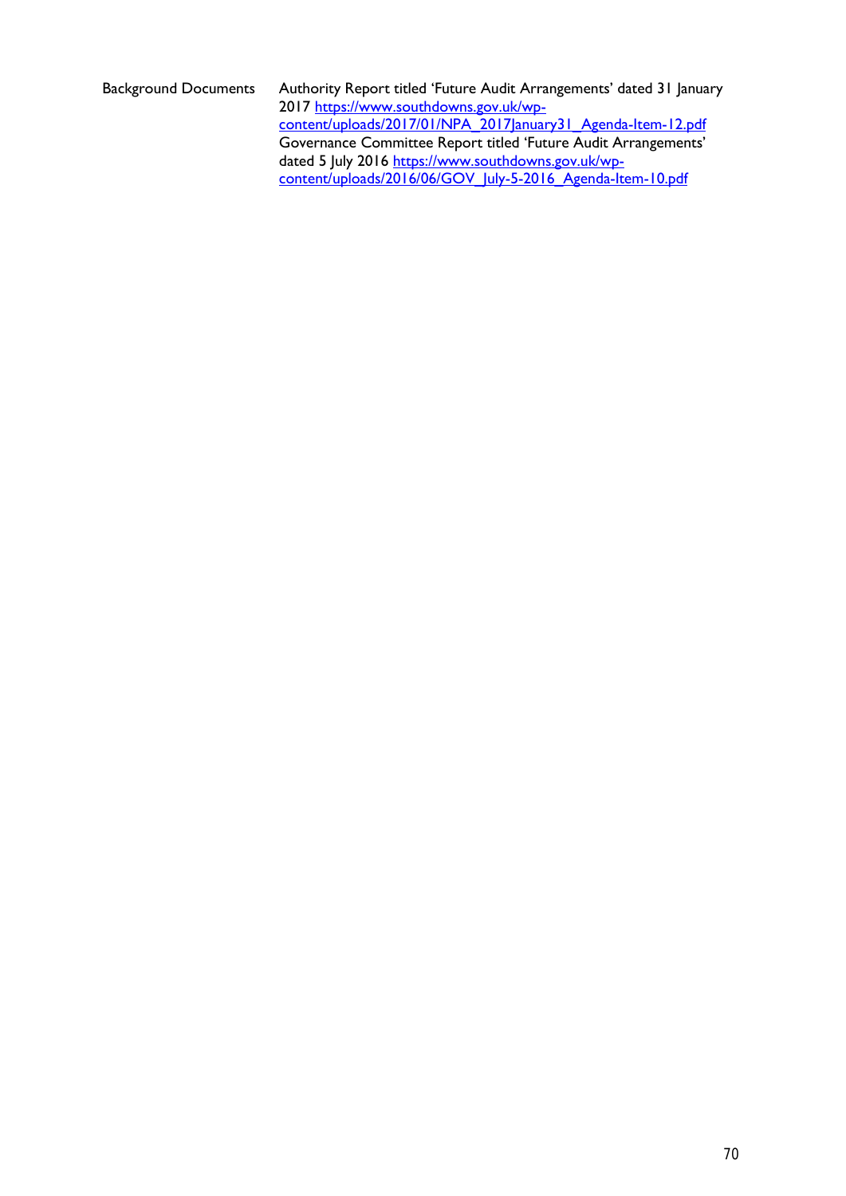| Background Documents | Authority Report titled 'Future Audit Arrangements' dated 31 January 2017 https://www.southdowns.gov.uk/wp-content/uploads/2017/01/NPA_2017January31_Agenda-Item-12.pdf Governance Committee Report titled 'Future Audit Arrangements' dated 5 July 2016 https://www.southdowns.gov.uk/wp-content/uploads/2016/06/GOV_July-5-2016_Agenda-Item-10.pdf |
|---|---|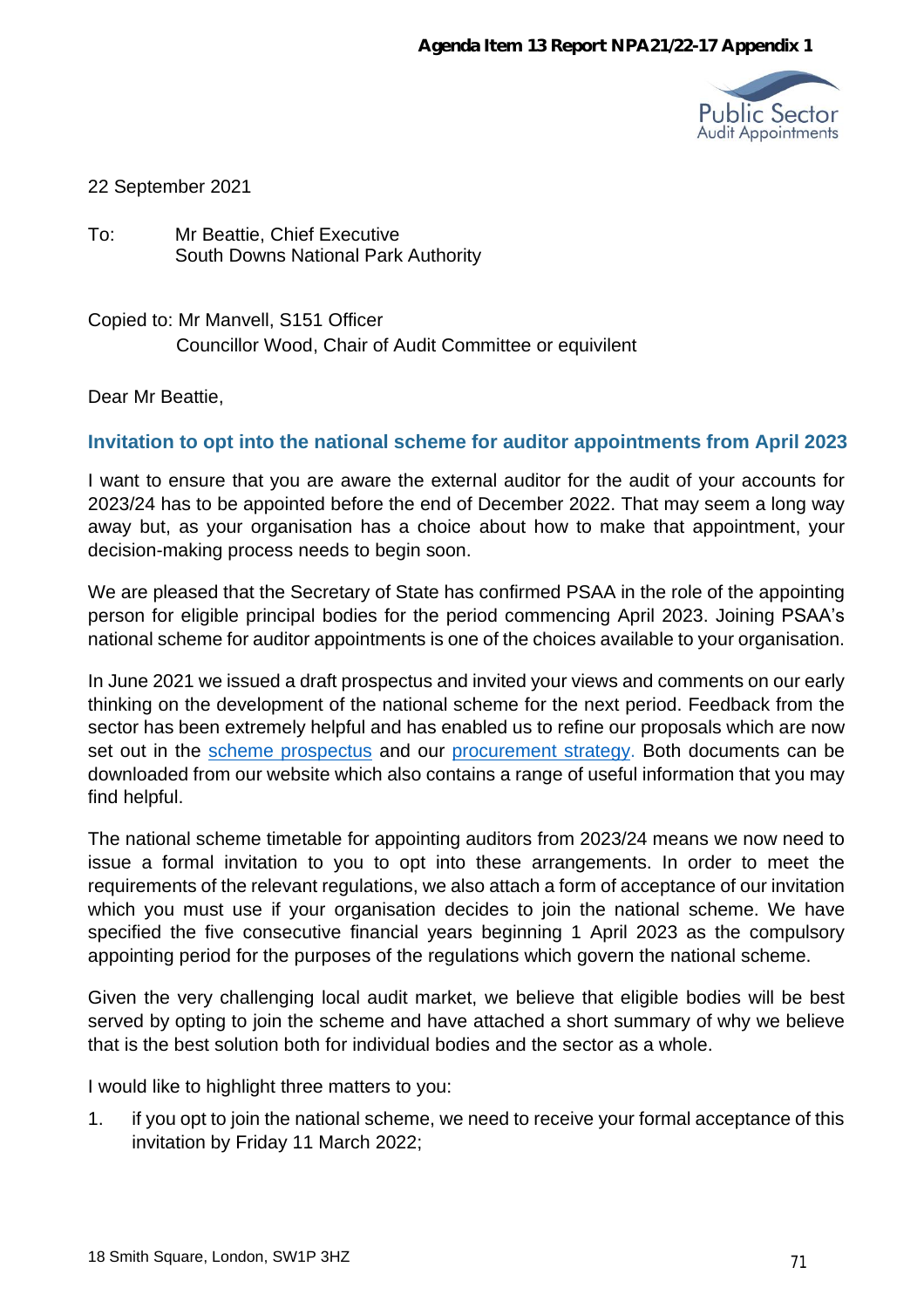Agenda Item 13 Report NPA21/22-17 Appendix 1

22 September 2021

To: Mr Beattie, Chief Executive
South Downs National Park Authority

Copied to: Mr Manvell, S151 Officer
Councillor Wood, Chair of Audit Committee or equivilent

Dear Mr Beattie,

## Invitation to opt into the national scheme for auditor appointments from April 2023

I want to ensure that you are aware the external auditor for the audit of your accounts for 2023/24 has to be appointed before the end of December 2022. That may seem a long way away but, as your organisation has a choice about how to make that appointment, your decision-making process needs to begin soon.

We are pleased that the Secretary of State has confirmed PSAA in the role of the appointing person for eligible principal bodies for the period commencing April 2023. Joining PSAA's national scheme for auditor appointments is one of the choices available to your organisation.

In June 2021 we issued a draft prospectus and invited your views and comments on our early thinking on the development of the national scheme for the next period. Feedback from the sector has been extremely helpful and has enabled us to refine our proposals which are now set out in the scheme prospectus and our procurement strategy. Both documents can be downloaded from our website which also contains a range of useful information that you may find helpful.

The national scheme timetable for appointing auditors from 2023/24 means we now need to issue a formal invitation to you to opt into these arrangements. In order to meet the requirements of the relevant regulations, we also attach a form of acceptance of our invitation which you must use if your organisation decides to join the national scheme. We have specified the five consecutive financial years beginning 1 April 2023 as the compulsory appointing period for the purposes of the regulations which govern the national scheme.

Given the very challenging local audit market, we believe that eligible bodies will be best served by opting to join the scheme and have attached a short summary of why we believe that is the best solution both for individual bodies and the sector as a whole.

I would like to highlight three matters to you:

1. if you opt to join the national scheme, we need to receive your formal acceptance of this invitation by Friday 11 March 2022;

18 Smith Square, London, SW1P 3HZ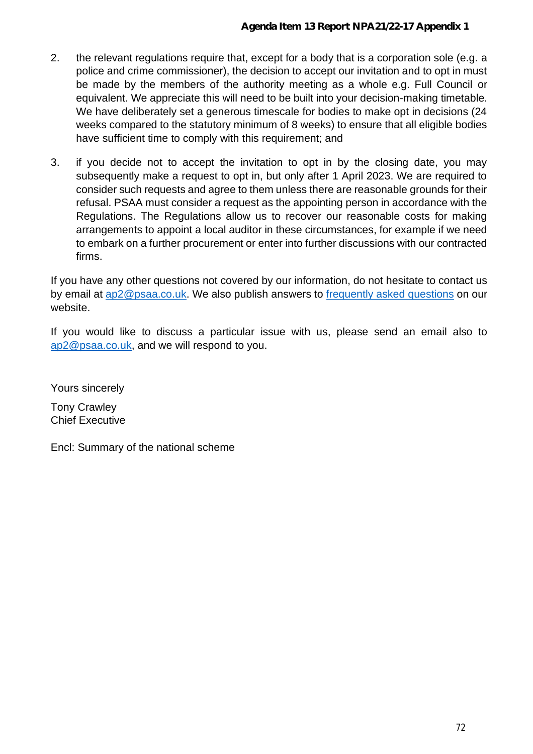2. the relevant regulations require that, except for a body that is a corporation sole (e.g. a police and crime commissioner), the decision to accept our invitation and to opt in must be made by the members of the authority meeting as a whole e.g. Full Council or equivalent. We appreciate this will need to be built into your decision-making timetable. We have deliberately set a generous timescale for bodies to make opt in decisions (24 weeks compared to the statutory minimum of 8 weeks) to ensure that all eligible bodies have sufficient time to comply with this requirement; and

3. if you decide not to accept the invitation to opt in by the closing date, you may subsequently make a request to opt in, but only after 1 April 2023. We are required to consider such requests and agree to them unless there are reasonable grounds for their refusal. PSAA must consider a request as the appointing person in accordance with the Regulations. The Regulations allow us to recover our reasonable costs for making arrangements to appoint a local auditor in these circumstances, for example if we need to embark on a further procurement or enter into further discussions with our contracted firms.

If you have any other questions not covered by our information, do not hesitate to contact us by email at [ap2@psaa.co.uk](mailto:ap2@psaa.co.uk). We also publish answers to [frequently asked questions]() on our website.

If you would like to discuss a particular issue with us, please send an email also to [ap2@psaa.co.uk](mailto:ap2@psaa.co.uk), and we will respond to you.

Yours sincerely

Tony Crawley
Chief Executive

Encl: Summary of the national scheme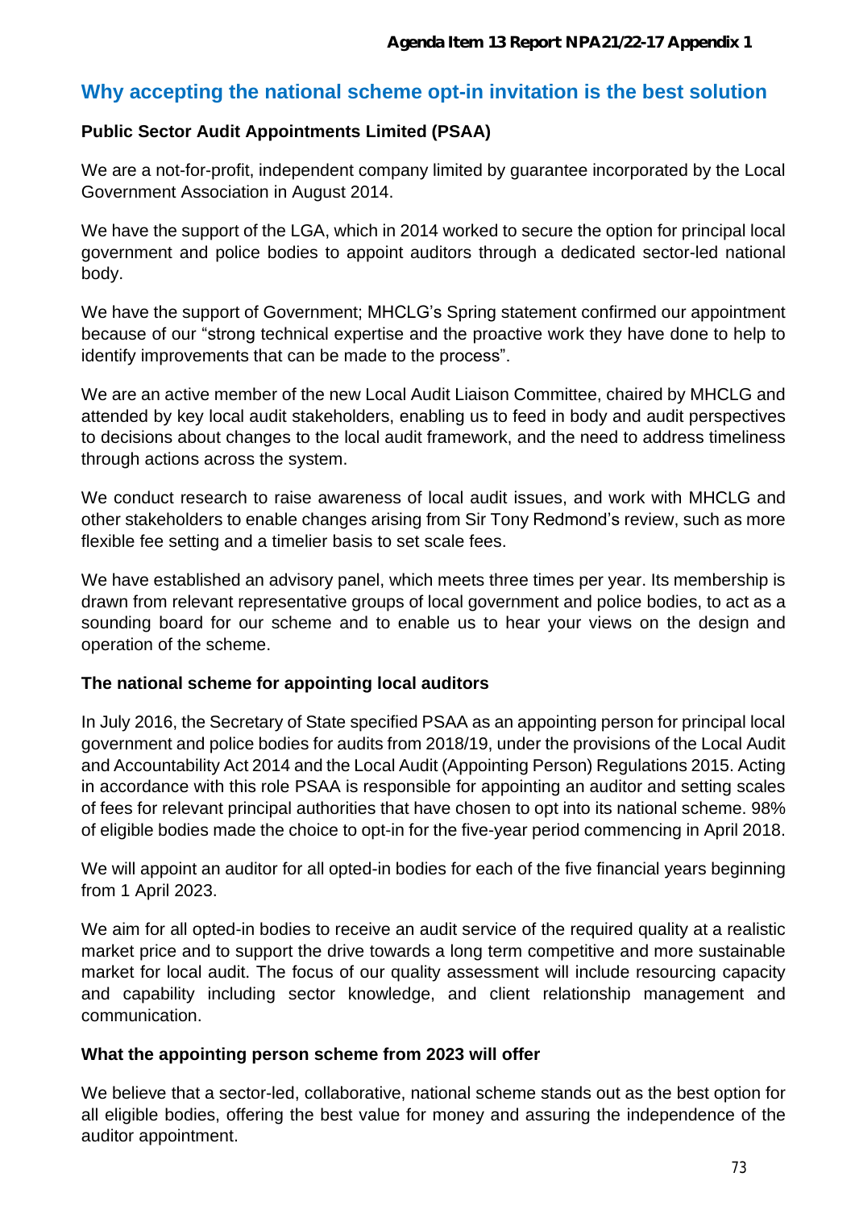## Why accepting the national scheme opt-in invitation is the best solution

### Public Sector Audit Appointments Limited (PSAA)

We are a not-for-profit, independent company limited by guarantee incorporated by the Local Government Association in August 2014.

We have the support of the LGA, which in 2014 worked to secure the option for principal local government and police bodies to appoint auditors through a dedicated sector-led national body.

We have the support of Government; MHCLG's Spring statement confirmed our appointment because of our "strong technical expertise and the proactive work they have done to help to identify improvements that can be made to the process".

We are an active member of the new Local Audit Liaison Committee, chaired by MHCLG and attended by key local audit stakeholders, enabling us to feed in body and audit perspectives to decisions about changes to the local audit framework, and the need to address timeliness through actions across the system.

We conduct research to raise awareness of local audit issues, and work with MHCLG and other stakeholders to enable changes arising from Sir Tony Redmond's review, such as more flexible fee setting and a timelier basis to set scale fees.

We have established an advisory panel, which meets three times per year. Its membership is drawn from relevant representative groups of local government and police bodies, to act as a sounding board for our scheme and to enable us to hear your views on the design and operation of the scheme.

### The national scheme for appointing local auditors

In July 2016, the Secretary of State specified PSAA as an appointing person for principal local government and police bodies for audits from 2018/19, under the provisions of the Local Audit and Accountability Act 2014 and the Local Audit (Appointing Person) Regulations 2015. Acting in accordance with this role PSAA is responsible for appointing an auditor and setting scales of fees for relevant principal authorities that have chosen to opt into its national scheme. 98% of eligible bodies made the choice to opt-in for the five-year period commencing in April 2018.

We will appoint an auditor for all opted-in bodies for each of the five financial years beginning from 1 April 2023.

We aim for all opted-in bodies to receive an audit service of the required quality at a realistic market price and to support the drive towards a long term competitive and more sustainable market for local audit. The focus of our quality assessment will include resourcing capacity and capability including sector knowledge, and client relationship management and communication.

### What the appointing person scheme from 2023 will offer

We believe that a sector-led, collaborative, national scheme stands out as the best option for all eligible bodies, offering the best value for money and assuring the independence of the auditor appointment.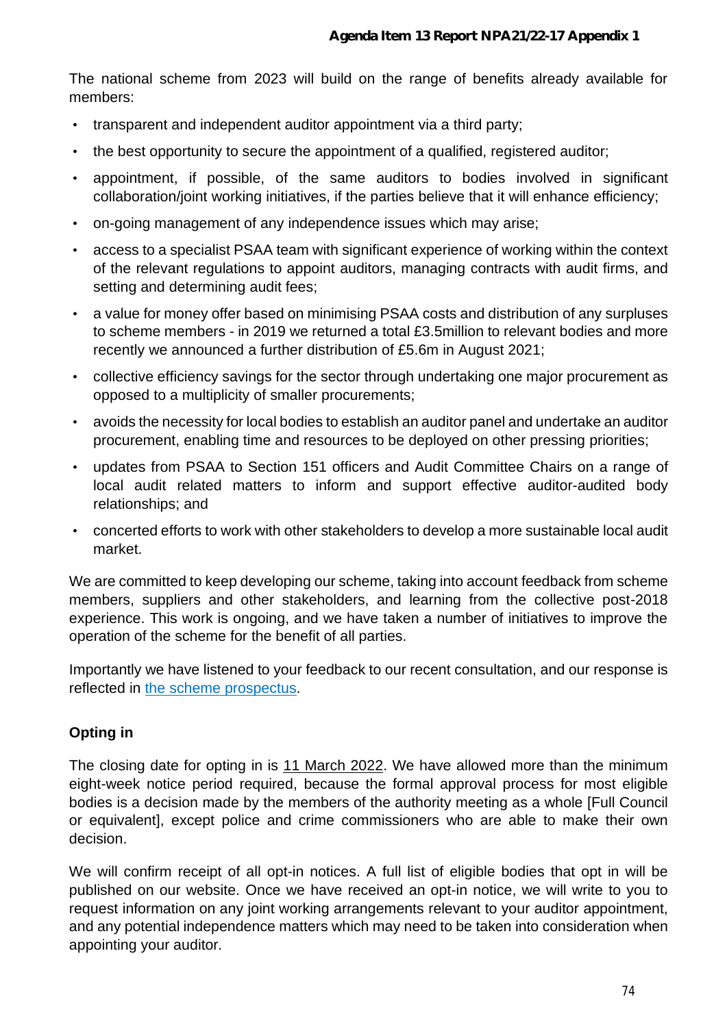The national scheme from 2023 will build on the range of benefits already available for members:

- transparent and independent auditor appointment via a third party;
- the best opportunity to secure the appointment of a qualified, registered auditor;
- appointment, if possible, of the same auditors to bodies involved in significant collaboration/joint working initiatives, if the parties believe that it will enhance efficiency;
- on-going management of any independence issues which may arise;
- access to a specialist PSAA team with significant experience of working within the context of the relevant regulations to appoint auditors, managing contracts with audit firms, and setting and determining audit fees;
- a value for money offer based on minimising PSAA costs and distribution of any surpluses to scheme members - in 2019 we returned a total £3.5million to relevant bodies and more recently we announced a further distribution of £5.6m in August 2021;
- collective efficiency savings for the sector through undertaking one major procurement as opposed to a multiplicity of smaller procurements;
- avoids the necessity for local bodies to establish an auditor panel and undertake an auditor procurement, enabling time and resources to be deployed on other pressing priorities;
- updates from PSAA to Section 151 officers and Audit Committee Chairs on a range of local audit related matters to inform and support effective auditor-audited body relationships; and
- concerted efforts to work with other stakeholders to develop a more sustainable local audit market.

We are committed to keep developing our scheme, taking into account feedback from scheme members, suppliers and other stakeholders, and learning from the collective post-2018 experience. This work is ongoing, and we have taken a number of initiatives to improve the operation of the scheme for the benefit of all parties.

Importantly we have listened to your feedback to our recent consultation, and our response is reflected in the scheme prospectus.

**Opting in**

The closing date for opting in is 11 March 2022. We have allowed more than the minimum eight-week notice period required, because the formal approval process for most eligible bodies is a decision made by the members of the authority meeting as a whole [Full Council or equivalent], except police and crime commissioners who are able to make their own decision.

We will confirm receipt of all opt-in notices. A full list of eligible bodies that opt in will be published on our website. Once we have received an opt-in notice, we will write to you to request information on any joint working arrangements relevant to your auditor appointment, and any potential independence matters which may need to be taken into consideration when appointing your auditor.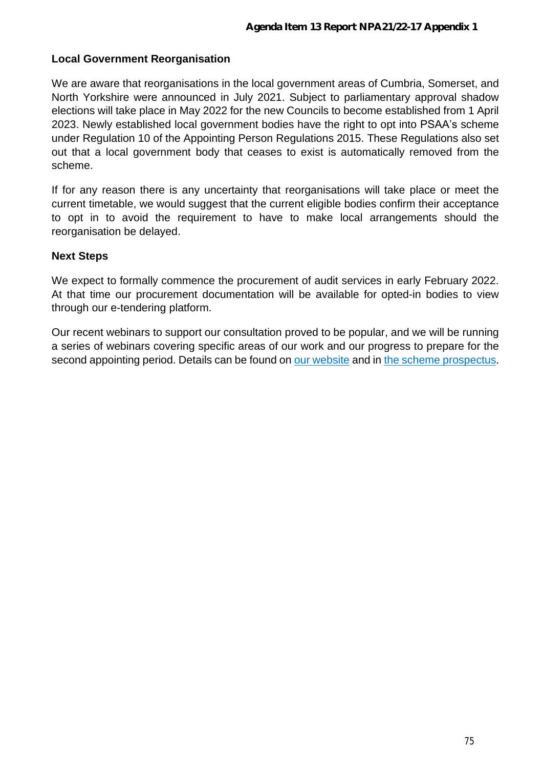## Local Government Reorganisation

We are aware that reorganisations in the local government areas of Cumbria, Somerset, and North Yorkshire were announced in July 2021. Subject to parliamentary approval shadow elections will take place in May 2022 for the new Councils to become established from 1 April 2023. Newly established local government bodies have the right to opt into PSAA's scheme under Regulation 10 of the Appointing Person Regulations 2015. These Regulations also set out that a local government body that ceases to exist is automatically removed from the scheme.

If for any reason there is any uncertainty that reorganisations will take place or meet the current timetable, we would suggest that the current eligible bodies confirm their acceptance to opt in to avoid the requirement to have to make local arrangements should the reorganisation be delayed.

## Next Steps

We expect to formally commence the procurement of audit services in early February 2022. At that time our procurement documentation will be available for opted-in bodies to view through our e-tendering platform.

Our recent webinars to support our consultation proved to be popular, and we will be running a series of webinars covering specific areas of our work and our progress to prepare for the second appointing period. Details can be found on our website and in the scheme prospectus.